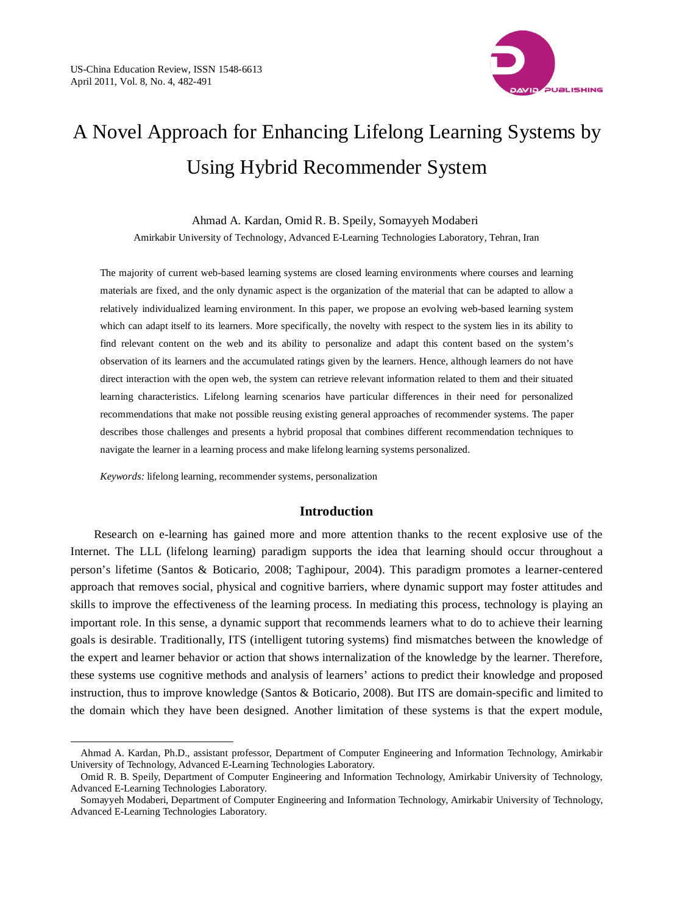# A Novel Approach for Enhancing Lifelong Learning Systems by Using Hybrid Recommender System

Ahmad A. Kardan, Omid R. B. Speily, Somayyeh Modaberi

Amirkabir University of Technology, Advanced E-Learning Technologies Laboratory, Tehran, Iran

The majority of current web-based learning systems are closed learning environments where courses and learning materials are fixed, and the only dynamic aspect is the organization of the material that can be adapted to allow a relatively individualized learning environment. In this paper, we propose an evolving web-based learning system which can adapt itself to its learners. More specifically, the novelty with respect to the system lies in its ability to find relevant content on the web and its ability to personalize and adapt this content based on the system's observation of its learners and the accumulated ratings given by the learners. Hence, although learners do not have direct interaction with the open web, the system can retrieve relevant information related to them and their situated learning characteristics. Lifelong learning scenarios have particular differences in their need for personalized recommendations that make not possible reusing existing general approaches of recommender systems. The paper describes those challenges and presents a hybrid proposal that combines different recommendation techniques to navigate the learner in a learning process and make lifelong learning systems personalized.

*Keywords:* lifelong learning, recommender systems, personalization

## Introduction

Research on e-learning has gained more and more attention thanks to the recent explosive use of the Internet. The LLL (lifelong learning) paradigm supports the idea that learning should occur throughout a person's lifetime (Santos & Boticario, 2008; Taghipour, 2004). This paradigm promotes a learner-centered approach that removes social, physical and cognitive barriers, where dynamic support may foster attitudes and skills to improve the effectiveness of the learning process. In mediating this process, technology is playing an important role. In this sense, a dynamic support that recommends learners what to do to achieve their learning goals is desirable. Traditionally, ITS (intelligent tutoring systems) find mismatches between the knowledge of the expert and learner behavior or action that shows internalization of the knowledge by the learner. Therefore, these systems use cognitive methods and analysis of learners' actions to predict their knowledge and proposed instruction, thus to improve knowledge (Santos & Boticario, 2008). But ITS are domain-specific and limited to the domain which they have been designed. Another limitation of these systems is that the expert module,

---

Ahmad A. Kardan, Ph.D., assistant professor, Department of Computer Engineering and Information Technology, Amirkabir University of Technology, Advanced E-Learning Technologies Laboratory.

Omid R. B. Speily, Department of Computer Engineering and Information Technology, Amirkabir University of Technology, Advanced E-Learning Technologies Laboratory.

Somayyeh Modaberi, Department of Computer Engineering and Information Technology, Amirkabir University of Technology, Advanced E-Learning Technologies Laboratory.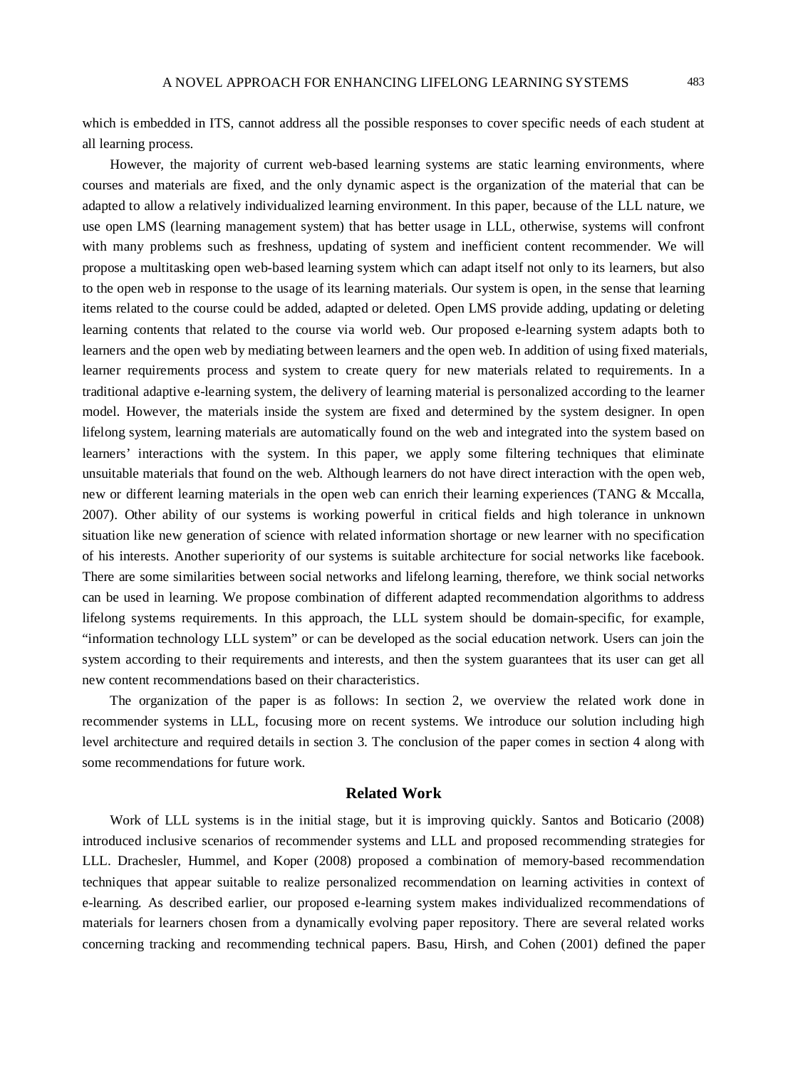which is embedded in ITS, cannot address all the possible responses to cover specific needs of each student at all learning process.

However, the majority of current web-based learning systems are static learning environments, where courses and materials are fixed, and the only dynamic aspect is the organization of the material that can be adapted to allow a relatively individualized learning environment. In this paper, because of the LLL nature, we use open LMS (learning management system) that has better usage in LLL, otherwise, systems will confront with many problems such as freshness, updating of system and inefficient content recommender. We will propose a multitasking open web-based learning system which can adapt itself not only to its learners, but also to the open web in response to the usage of its learning materials. Our system is open, in the sense that learning items related to the course could be added, adapted or deleted. Open LMS provide adding, updating or deleting learning contents that related to the course via world web. Our proposed e-learning system adapts both to learners and the open web by mediating between learners and the open web. In addition of using fixed materials, learner requirements process and system to create query for new materials related to requirements. In a traditional adaptive e-learning system, the delivery of learning material is personalized according to the learner model. However, the materials inside the system are fixed and determined by the system designer. In open lifelong system, learning materials are automatically found on the web and integrated into the system based on learners' interactions with the system. In this paper, we apply some filtering techniques that eliminate unsuitable materials that found on the web. Although learners do not have direct interaction with the open web, new or different learning materials in the open web can enrich their learning experiences (TANG & Mccalla, 2007). Other ability of our systems is working powerful in critical fields and high tolerance in unknown situation like new generation of science with related information shortage or new learner with no specification of his interests. Another superiority of our systems is suitable architecture for social networks like facebook. There are some similarities between social networks and lifelong learning, therefore, we think social networks can be used in learning. We propose combination of different adapted recommendation algorithms to address lifelong systems requirements. In this approach, the LLL system should be domain-specific, for example, "information technology LLL system" or can be developed as the social education network. Users can join the system according to their requirements and interests, and then the system guarantees that its user can get all new content recommendations based on their characteristics.

The organization of the paper is as follows: In section 2, we overview the related work done in recommender systems in LLL, focusing more on recent systems. We introduce our solution including high level architecture and required details in section 3. The conclusion of the paper comes in section 4 along with some recommendations for future work.

## Related Work

Work of LLL systems is in the initial stage, but it is improving quickly. Santos and Boticario (2008) introduced inclusive scenarios of recommender systems and LLL and proposed recommending strategies for LLL. Drachesler, Hummel, and Koper (2008) proposed a combination of memory-based recommendation techniques that appear suitable to realize personalized recommendation on learning activities in context of e-learning. As described earlier, our proposed e-learning system makes individualized recommendations of materials for learners chosen from a dynamically evolving paper repository. There are several related works concerning tracking and recommending technical papers. Basu, Hirsh, and Cohen (2001) defined the paper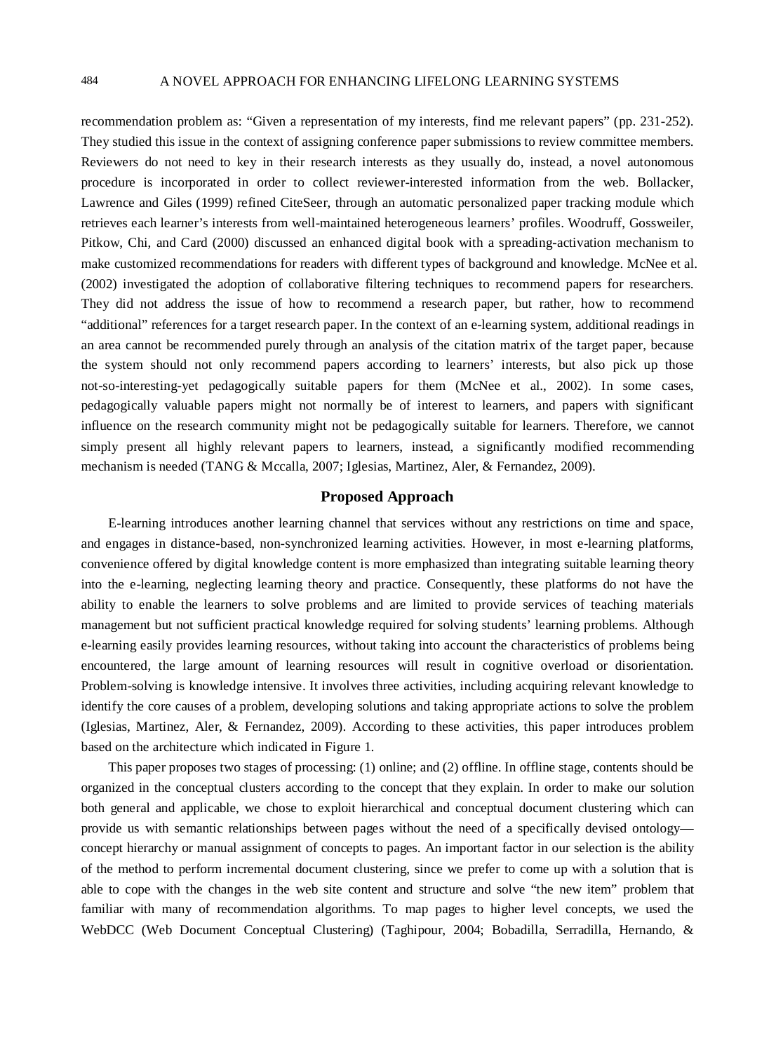recommendation problem as: "Given a representation of my interests, find me relevant papers" (pp. 231-252). They studied this issue in the context of assigning conference paper submissions to review committee members. Reviewers do not need to key in their research interests as they usually do, instead, a novel autonomous procedure is incorporated in order to collect reviewer-interested information from the web. Bollacker, Lawrence and Giles (1999) refined CiteSeer, through an automatic personalized paper tracking module which retrieves each learner's interests from well-maintained heterogeneous learners' profiles. Woodruff, Gossweiler, Pitkow, Chi, and Card (2000) discussed an enhanced digital book with a spreading-activation mechanism to make customized recommendations for readers with different types of background and knowledge. McNee et al. (2002) investigated the adoption of collaborative filtering techniques to recommend papers for researchers. They did not address the issue of how to recommend a research paper, but rather, how to recommend "additional" references for a target research paper. In the context of an e-learning system, additional readings in an area cannot be recommended purely through an analysis of the citation matrix of the target paper, because the system should not only recommend papers according to learners' interests, but also pick up those not-so-interesting-yet pedagogically suitable papers for them (McNee et al., 2002). In some cases, pedagogically valuable papers might not normally be of interest to learners, and papers with significant influence on the research community might not be pedagogically suitable for learners. Therefore, we cannot simply present all highly relevant papers to learners, instead, a significantly modified recommending mechanism is needed (TANG & Mccalla, 2007; Iglesias, Martinez, Aler, & Fernandez, 2009).

## Proposed Approach

E-learning introduces another learning channel that services without any restrictions on time and space, and engages in distance-based, non-synchronized learning activities. However, in most e-learning platforms, convenience offered by digital knowledge content is more emphasized than integrating suitable learning theory into the e-learning, neglecting learning theory and practice. Consequently, these platforms do not have the ability to enable the learners to solve problems and are limited to provide services of teaching materials management but not sufficient practical knowledge required for solving students' learning problems. Although e-learning easily provides learning resources, without taking into account the characteristics of problems being encountered, the large amount of learning resources will result in cognitive overload or disorientation. Problem-solving is knowledge intensive. It involves three activities, including acquiring relevant knowledge to identify the core causes of a problem, developing solutions and taking appropriate actions to solve the problem (Iglesias, Martinez, Aler, & Fernandez, 2009). According to these activities, this paper introduces problem based on the architecture which indicated in Figure 1.

This paper proposes two stages of processing: (1) online; and (2) offline. In offline stage, contents should be organized in the conceptual clusters according to the concept that they explain. In order to make our solution both general and applicable, we chose to exploit hierarchical and conceptual document clustering which can provide us with semantic relationships between pages without the need of a specifically devised ontology—concept hierarchy or manual assignment of concepts to pages. An important factor in our selection is the ability of the method to perform incremental document clustering, since we prefer to come up with a solution that is able to cope with the changes in the web site content and structure and solve "the new item" problem that familiar with many of recommendation algorithms. To map pages to higher level concepts, we used the WebDCC (Web Document Conceptual Clustering) (Taghipour, 2004; Bobadilla, Serradilla, Hernando, &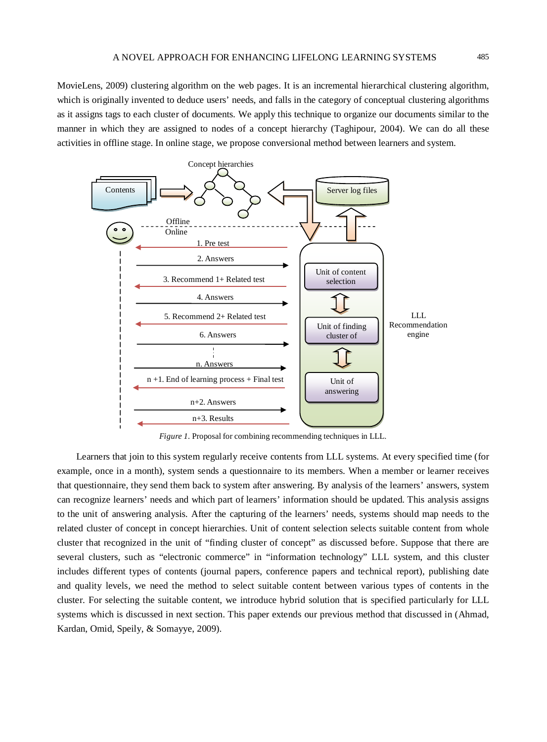MovieLens, 2009) clustering algorithm on the web pages. It is an incremental hierarchical clustering algorithm, which is originally invented to deduce users' needs, and falls in the category of conceptual clustering algorithms as it assigns tags to each cluster of documents. We apply this technique to organize our documents similar to the manner in which they are assigned to nodes of a concept hierarchy (Taghipour, 2004). We can do all these activities in offline stage. In online stage, we propose conversional method between learners and system.

*Figure 1*. Proposal for combining recommending techniques in LLL.

Learners that join to this system regularly receive contents from LLL systems. At every specified time (for example, once in a month), system sends a questionnaire to its members. When a member or learner receives that questionnaire, they send them back to system after answering. By analysis of the learners' answers, system can recognize learners' needs and which part of learners' information should be updated. This analysis assigns to the unit of answering analysis. After the capturing of the learners' needs, systems should map needs to the related cluster of concept in concept hierarchies. Unit of content selection selects suitable content from whole cluster that recognized in the unit of "finding cluster of concept" as discussed before. Suppose that there are several clusters, such as "electronic commerce" in "information technology" LLL system, and this cluster includes different types of contents (journal papers, conference papers and technical report), publishing date and quality levels, we need the method to select suitable content between various types of contents in the cluster. For selecting the suitable content, we introduce hybrid solution that is specified particularly for LLL systems which is discussed in next section. This paper extends our previous method that discussed in (Ahmad, Kardan, Omid, Speily, & Somayye, 2009).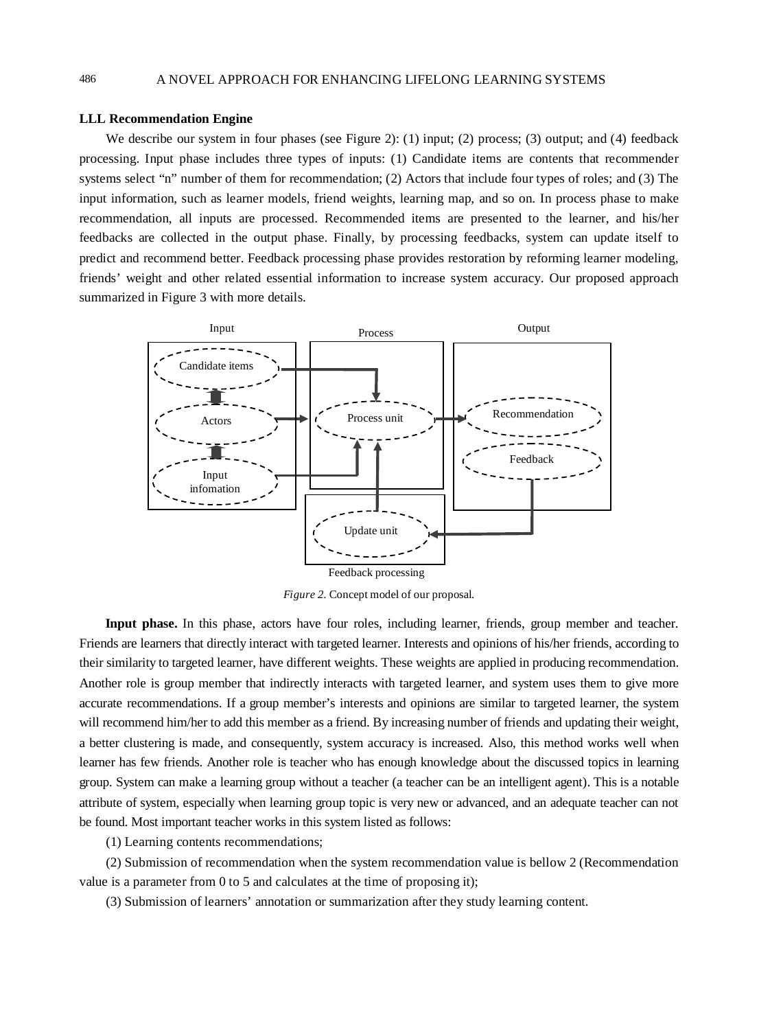### LLL Recommendation Engine

We describe our system in four phases (see Figure 2): (1) input; (2) process; (3) output; and (4) feedback processing. Input phase includes three types of inputs: (1) Candidate items are contents that recommender systems select "n" number of them for recommendation; (2) Actors that include four types of roles; and (3) The input information, such as learner models, friend weights, learning map, and so on. In process phase to make recommendation, all inputs are processed. Recommended items are presented to the learner, and his/her feedbacks are collected in the output phase. Finally, by processing feedbacks, system can update itself to predict and recommend better. Feedback processing phase provides restoration by reforming learner modeling, friends' weight and other related essential information to increase system accuracy. Our proposed approach summarized in Figure 3 with more details.

Input | Process | Output

Candidate items | Actors | Input infomation | Process unit | Recommendation | Feedback | Update unit

Feedback processing

*Figure 2.* Concept model of our proposal.

**Input phase.** In this phase, actors have four roles, including learner, friends, group member and teacher. Friends are learners that directly interact with targeted learner. Interests and opinions of his/her friends, according to their similarity to targeted learner, have different weights. These weights are applied in producing recommendation. Another role is group member that indirectly interacts with targeted learner, and system uses them to give more accurate recommendations. If a group member's interests and opinions are similar to targeted learner, the system will recommend him/her to add this member as a friend. By increasing number of friends and updating their weight, a better clustering is made, and consequently, system accuracy is increased. Also, this method works well when learner has few friends. Another role is teacher who has enough knowledge about the discussed topics in learning group. System can make a learning group without a teacher (a teacher can be an intelligent agent). This is a notable attribute of system, especially when learning group topic is very new or advanced, and an adequate teacher can not be found. Most important teacher works in this system listed as follows:

(1) Learning contents recommendations;

(2) Submission of recommendation when the system recommendation value is bellow 2 (Recommendation value is a parameter from 0 to 5 and calculates at the time of proposing it);

(3) Submission of learners' annotation or summarization after they study learning content.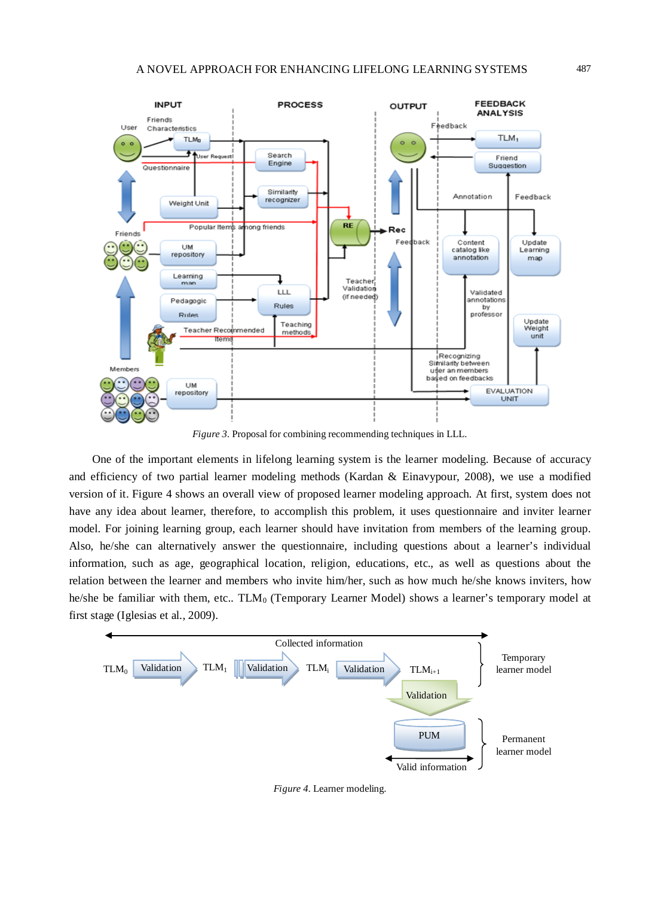*Figure 3*. Proposal for combining recommending techniques in LLL.

One of the important elements in lifelong learning system is the learner modeling. Because of accuracy and efficiency of two partial learner modeling methods (Kardan & Einavypour, 2008), we use a modified version of it. Figure 4 shows an overall view of proposed learner modeling approach. At first, system does not have any idea about learner, therefore, to accomplish this problem, it uses questionnaire and inviter learner model. For joining learning group, each learner should have invitation from members of the learning group. Also, he/she can alternatively answer the questionnaire, including questions about a learner's individual information, such as age, geographical location, religion, educations, etc., as well as questions about the relation between the learner and members who invite him/her, such as how much he/she knows inviters, how he/she be familiar with them, etc.. $TLM_0$ (Temporary Learner Model) shows a learner's temporary model at first stage (Iglesias et al., 2009).

*Figure 4*. Learner modeling.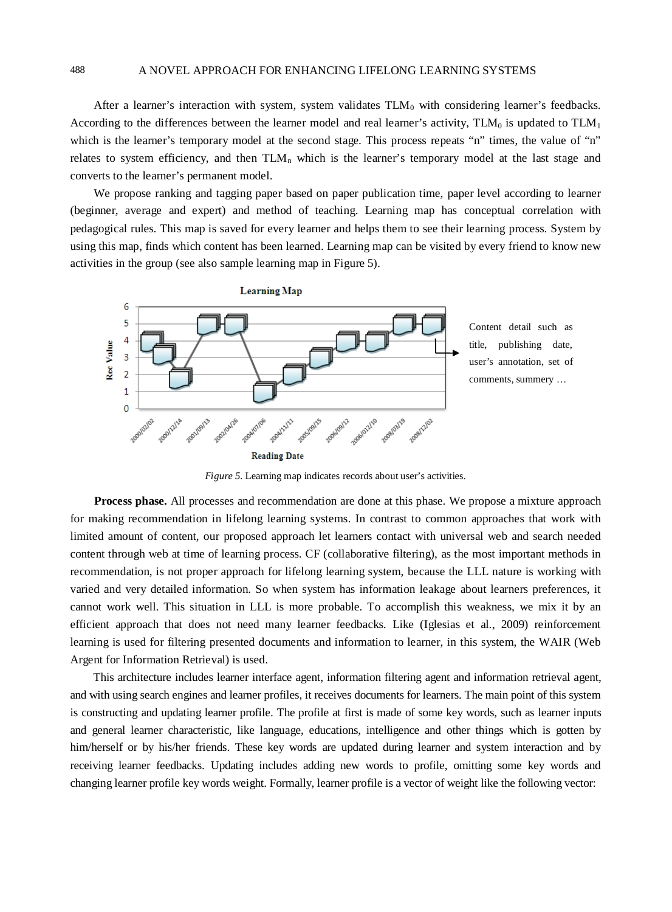After a learner's interaction with system, system validates $TLM_0$ with considering learner's feedbacks. According to the differences between the learner model and real learner's activity, $TLM_0$ is updated to $TLM_1$ which is the learner's temporary model at the second stage. This process repeats "n" times, the value of "n" relates to system efficiency, and then $TLM_n$ which is the learner's temporary model at the last stage and converts to the learner's permanent model.

We propose ranking and tagging paper based on paper publication time, paper level according to learner (beginner, average and expert) and method of teaching. Learning map has conceptual correlation with pedagogical rules. This map is saved for every learner and helps them to see their learning process. System by using this map, finds which content has been learned. Learning map can be visited by every friend to know new activities in the group (see also sample learning map in Figure 5).

*Figure 5.* Learning map indicates records about user's activities.

**Process phase.** All processes and recommendation are done at this phase. We propose a mixture approach for making recommendation in lifelong learning systems. In contrast to common approaches that work with limited amount of content, our proposed approach let learners contact with universal web and search needed content through web at time of learning process. CF (collaborative filtering), as the most important methods in recommendation, is not proper approach for lifelong learning system, because the LLL nature is working with varied and very detailed information. So when system has information leakage about learners preferences, it cannot work well. This situation in LLL is more probable. To accomplish this weakness, we mix it by an efficient approach that does not need many learner feedbacks. Like (Iglesias et al., 2009) reinforcement learning is used for filtering presented documents and information to learner, in this system, the WAIR (Web Argent for Information Retrieval) is used.

This architecture includes learner interface agent, information filtering agent and information retrieval agent, and with using search engines and learner profiles, it receives documents for learners. The main point of this system is constructing and updating learner profile. The profile at first is made of some key words, such as learner inputs and general learner characteristic, like language, educations, intelligence and other things which is gotten by him/herself or by his/her friends. These key words are updated during learner and system interaction and by receiving learner feedbacks. Updating includes adding new words to profile, omitting some key words and changing learner profile key words weight. Formally, learner profile is a vector of weight like the following vector: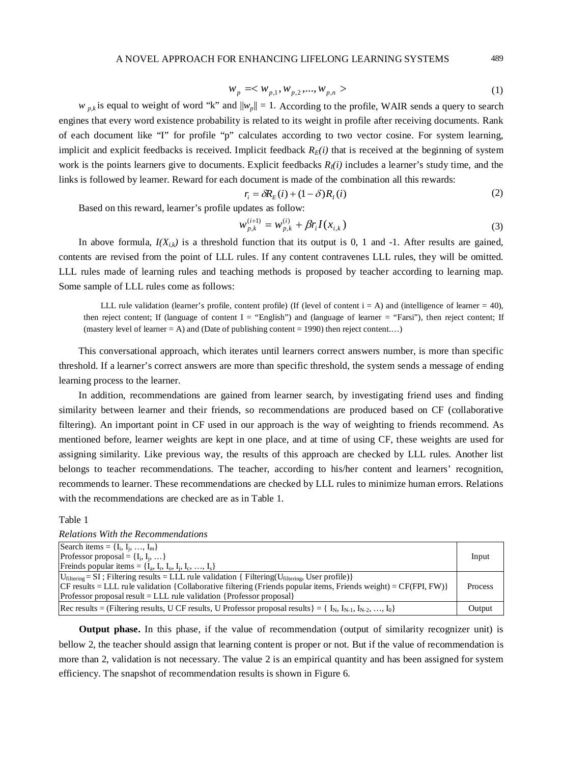$$w_p =< w_{p,1}, w_{p,2}, ..., w_{p,n} > \tag{1}$$

$w_{p,k}$ is equal to weight of word "k" and $||w_p|| = 1$. According to the profile, WAIR sends a query to search engines that every word existence probability is related to its weight in profile after receiving documents. Rank of each document like "I" for profile "p" calculates according to two vector cosine. For system learning, implicit and explicit feedbacks is received. Implicit feedback $R_E(i)$ that is received at the beginning of system work is the points learners give to documents. Explicit feedbacks $R_I(i)$ includes a learner's study time, and the links is followed by learner. Reward for each document is made of the combination all this rewards:

$$r_i = \delta R_E(i) + (1-\delta) R_I(i) \tag{2}$$

Based on this reward, learner's profile updates as follow:

$$w_{p,k}^{(i+1)} = w_{p,k}^{(i)} + \beta r_i I(x_{i,k}) \tag{3}$$

In above formula, $I(X_{i,k})$ is a threshold function that its output is 0, 1 and -1. After results are gained, contents are revised from the point of LLL rules. If any content contravenes LLL rules, they will be omitted. LLL rules made of learning rules and teaching methods is proposed by teacher according to learning map. Some sample of LLL rules come as follows:

> LLL rule validation (learner's profile, content profile) (If (level of content i = A) and (intelligence of learner = 40), then reject content; If (language of content I = "English") and (language of learner = "Farsi"), then reject content; If (mastery level of learner = A) and (Date of publishing content = 1990) then reject content.…)

This conversational approach, which iterates until learners correct answers number, is more than specific threshold. If a learner's correct answers are more than specific threshold, the system sends a message of ending learning process to the learner.

In addition, recommendations are gained from learner search, by investigating friend uses and finding similarity between learner and their friends, so recommendations are produced based on CF (collaborative filtering). An important point in CF used in our approach is the way of weighting to friends recommend. As mentioned before, learner weights are kept in one place, and at time of using CF, these weights are used for assigning similarity. Like previous way, the results of this approach are checked by LLL rules. Another list belongs to teacher recommendations. The teacher, according to his/her content and learners' recognition, recommends to learner. These recommendations are checked by LLL rules to minimize human errors. Relations with the recommendations are checked are as in Table 1.

Table 1

*Relations With the Recommendations*

| | |
|---|---|
| Search items = {$I_i$, $I_j$, …, $I_m$}<br>Professor proposal = {$I_i$, $I_j$, …}<br>Freinds popular items = {$I_a$, $I_r$, $I_o$, $I_j$, $I_c$, …, $I_s$} | Input |
| $U_{filtering}$ = SI ; Filtering results = LLL rule validation { Filtering($U_{filtering}$, User profile)}<br>CF results = LLL rule validation {Collaborative filtering (Friends popular items, Friends weight) = CF(FPI, FW)}<br>Professor proposal result = LLL rule validation {Professor proposal} | Process |
| Rec results = (Filtering results, U CF results, U Professor proposal results} = { $I_N$, $I_{N-1}$, $I_{N-2}$, …, $I_0$} | Output |

**Output phase.** In this phase, if the value of recommendation (output of similarity recognizer unit) is bellow 2, the teacher should assign that learning content is proper or not. But if the value of recommendation is more than 2, validation is not necessary. The value 2 is an empirical quantity and has been assigned for system efficiency. The snapshot of recommendation results is shown in Figure 6.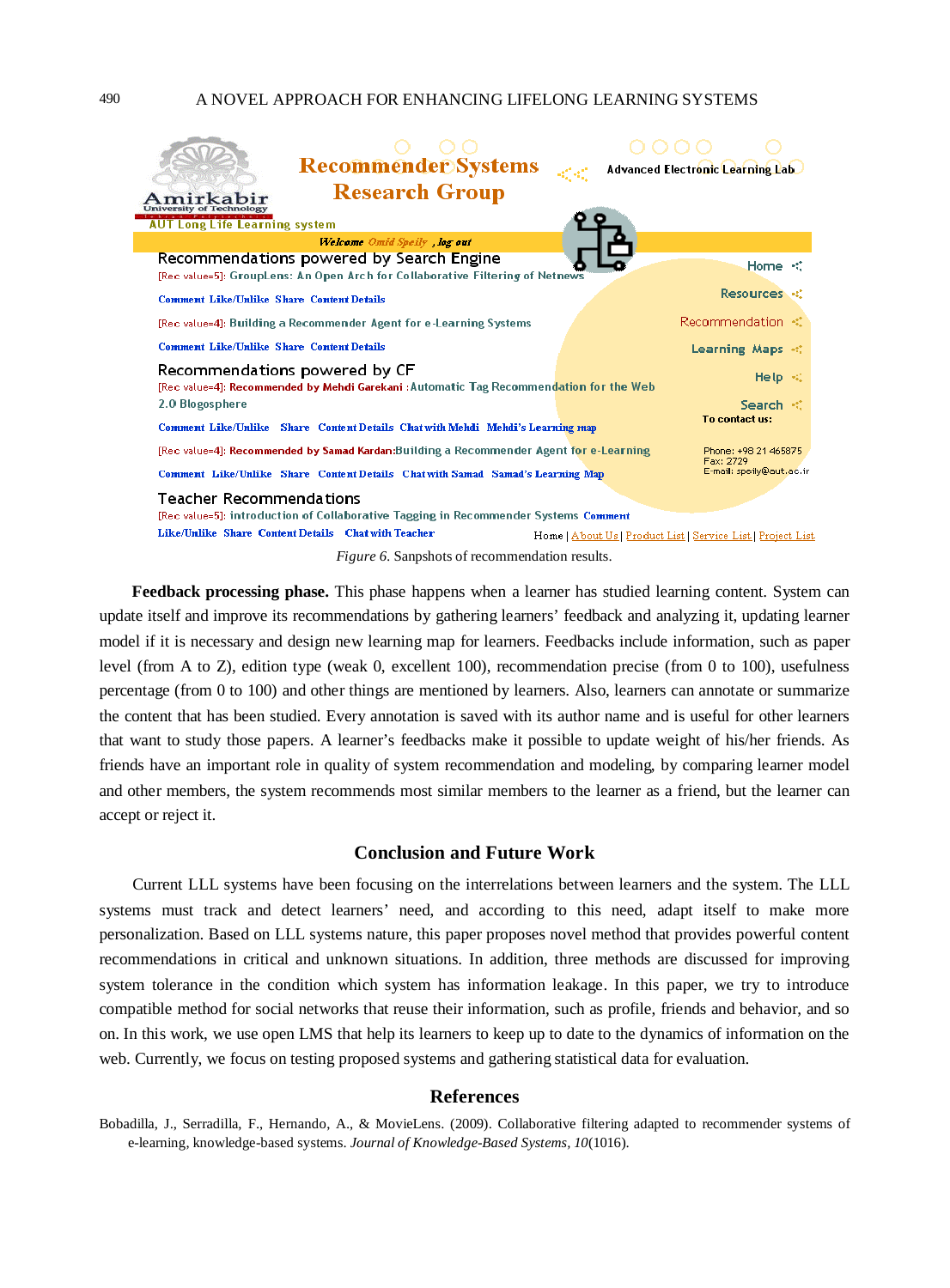*Figure 6.* Sanpshots of recommendation results.

**Feedback processing phase.** This phase happens when a learner has studied learning content. System can update itself and improve its recommendations by gathering learners' feedback and analyzing it, updating learner model if it is necessary and design new learning map for learners. Feedbacks include information, such as paper level (from A to Z), edition type (weak 0, excellent 100), recommendation precise (from 0 to 100), usefulness percentage (from 0 to 100) and other things are mentioned by learners. Also, learners can annotate or summarize the content that has been studied. Every annotation is saved with its author name and is useful for other learners that want to study those papers. A learner's feedbacks make it possible to update weight of his/her friends. As friends have an important role in quality of system recommendation and modeling, by comparing learner model and other members, the system recommends most similar members to the learner as a friend, but the learner can accept or reject it.

## Conclusion and Future Work

Current LLL systems have been focusing on the interrelations between learners and the system. The LLL systems must track and detect learners' need, and according to this need, adapt itself to make more personalization. Based on LLL systems nature, this paper proposes novel method that provides powerful content recommendations in critical and unknown situations. In addition, three methods are discussed for improving system tolerance in the condition which system has information leakage. In this paper, we try to introduce compatible method for social networks that reuse their information, such as profile, friends and behavior, and so on. In this work, we use open LMS that help its learners to keep up to date to the dynamics of information on the web. Currently, we focus on testing proposed systems and gathering statistical data for evaluation.

## References

Bobadilla, J., Serradilla, F., Hernando, A., & MovieLens. (2009). Collaborative filtering adapted to recommender systems of e-learning, knowledge-based systems. *Journal of Knowledge-Based Systems*, *10*(1016).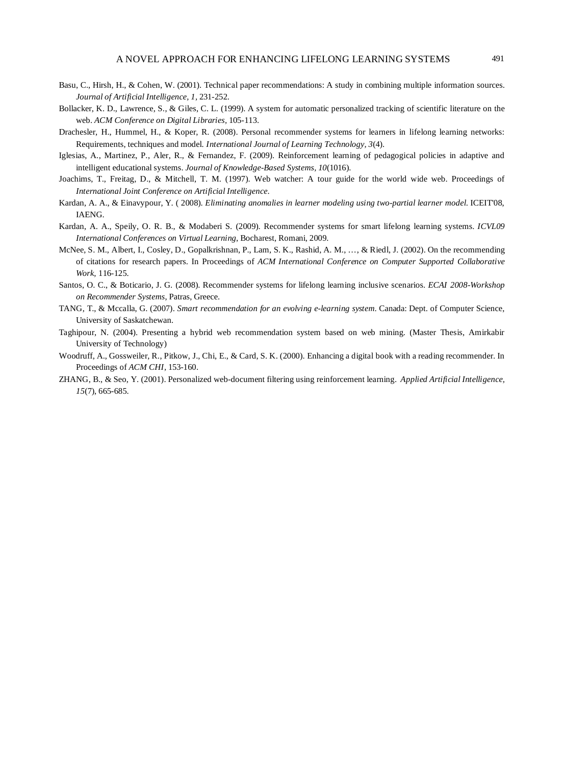Basu, C., Hirsh, H., & Cohen, W. (2001). Technical paper recommendations: A study in combining multiple information sources. *Journal of Artificial Intelligence, 1*, 231-252.

Bollacker, K. D., Lawrence, S., & Giles, C. L. (1999). A system for automatic personalized tracking of scientific literature on the web. *ACM Conference on Digital Libraries*, 105-113.

Drachesler, H., Hummel, H., & Koper, R. (2008). Personal recommender systems for learners in lifelong learning networks: Requirements, techniques and model. *International Journal of Learning Technology, 3*(4).

Iglesias, A., Martinez, P., Aler, R., & Fernandez, F. (2009). Reinforcement learning of pedagogical policies in adaptive and intelligent educational systems. *Journal of Knowledge-Based Systems, 10*(1016).

Joachims, T., Freitag, D., & Mitchell, T. M. (1997). Web watcher: A tour guide for the world wide web. Proceedings of *International Joint Conference on Artificial Intelligence*.

Kardan, A. A., & Einavypour, Y. ( 2008). *Eliminating anomalies in learner modeling using two-partial learner model*. ICEIT'08, IAENG.

Kardan, A. A., Speily, O. R. B., & Modaberi S. (2009). Recommender systems for smart lifelong learning systems. *ICVL09 International Conferences on Virtual Learning*, Bocharest, Romani, 2009.

McNee, S. M., Albert, I., Cosley, D., Gopalkrishnan, P., Lam, S. K., Rashid, A. M., …, & Riedl, J. (2002). On the recommending of citations for research papers. In Proceedings of *ACM International Conference on Computer Supported Collaborative Work*, 116-125.

Santos, O. C., & Boticario, J. G. (2008). Recommender systems for lifelong learning inclusive scenarios. *ECAI 2008-Workshop on Recommender Systems*, Patras, Greece.

TANG, T., & Mccalla, G. (2007). *Smart recommendation for an evolving e-learning system*. Canada: Dept. of Computer Science, University of Saskatchewan.

Taghipour, N. (2004). Presenting a hybrid web recommendation system based on web mining. (Master Thesis, Amirkabir University of Technology)

Woodruff, A., Gossweiler, R., Pitkow, J., Chi, E., & Card, S. K. (2000). Enhancing a digital book with a reading recommender. In Proceedings of *ACM CHI*, 153-160.

ZHANG, B., & Seo, Y. (2001). Personalized web-document filtering using reinforcement learning. *Applied Artificial Intelligence, 15*(7), 665-685.